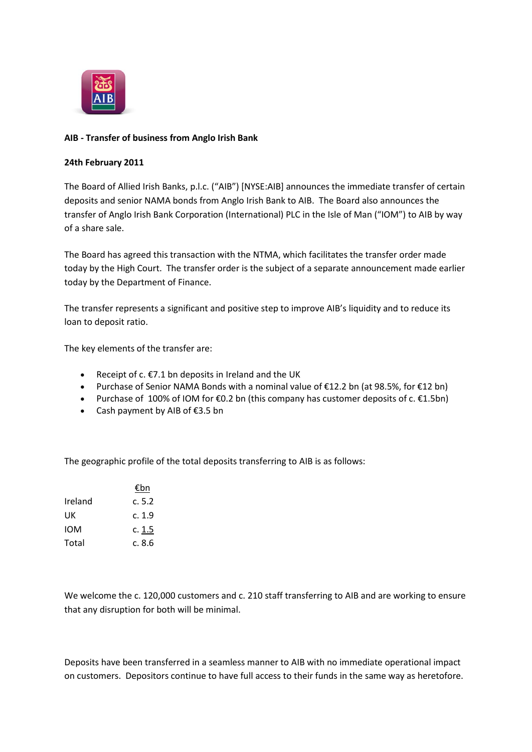**AIB - Transfer of business from Anglo Irish Bank**

**24th February 2011**

The Board of Allied Irish Banks, p.l.c. ("AIB") [NYSE:AIB] announces the immediate transfer of certain deposits and senior NAMA bonds from Anglo Irish Bank to AIB. The Board also announces the transfer of Anglo Irish Bank Corporation (International) PLC in the Isle of Man ("IOM") to AIB by way of a share sale.

The Board has agreed this transaction with the NTMA, which facilitates the transfer order made today by the High Court. The transfer order is the subject of a separate announcement made earlier today by the Department of Finance.

The transfer represents a significant and positive step to improve AIB's liquidity and to reduce its loan to deposit ratio.

The key elements of the transfer are:

- Receipt of c. €7.1 bn deposits in Ireland and the UK
- Purchase of Senior NAMA Bonds with a nominal value of €12.2 bn (at 98.5%, for €12 bn)
- Purchase of 100% of IOM for €0.2 bn (this company has customer deposits of c. €1.5bn)
- Cash payment by AIB of €3.5 bn

The geographic profile of the total deposits transferring to AIB is as follows:

| | €bn |
|---|---|
| Ireland | c. 5.2 |
| UK | c. 1.9 |
| IOM | c. 1.5 |
| Total | c. 8.6 |

We welcome the c. 120,000 customers and c. 210 staff transferring to AIB and are working to ensure that any disruption for both will be minimal.

Deposits have been transferred in a seamless manner to AIB with no immediate operational impact on customers. Depositors continue to have full access to their funds in the same way as heretofore.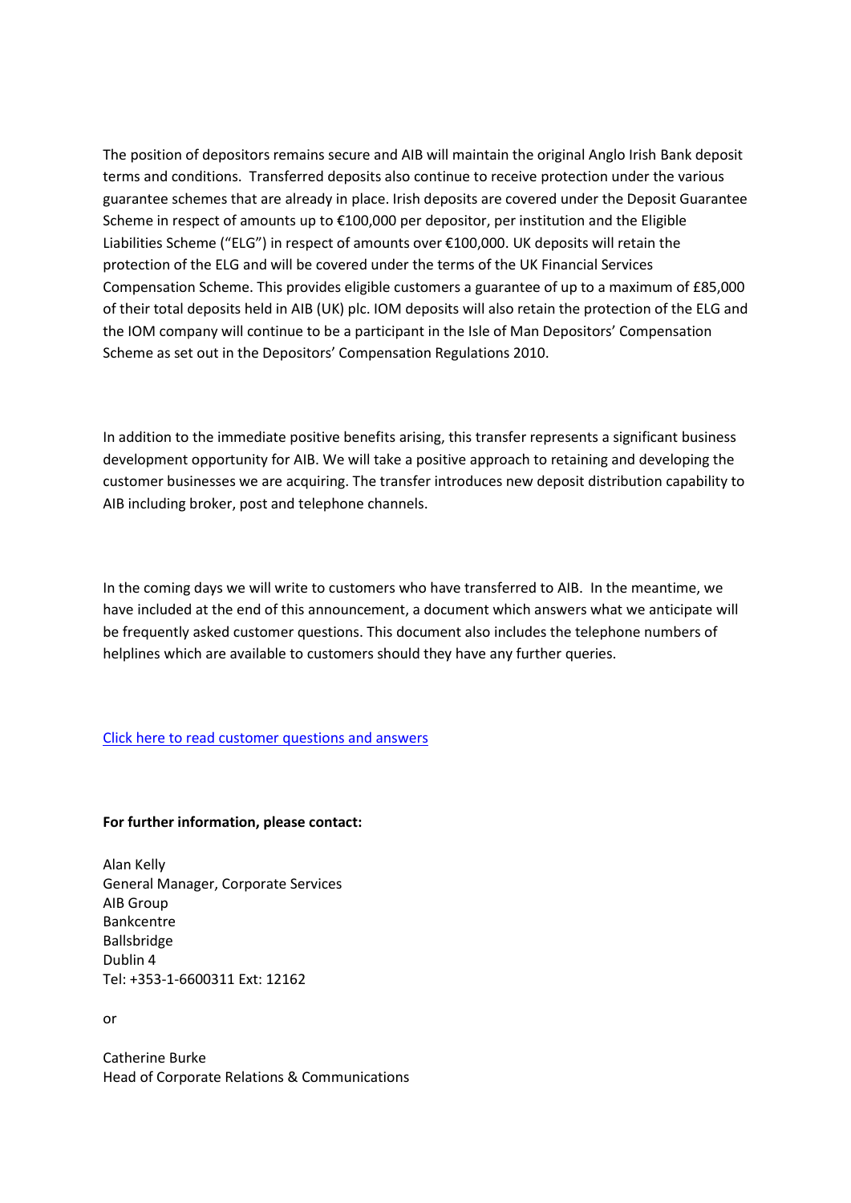The position of depositors remains secure and AIB will maintain the original Anglo Irish Bank deposit terms and conditions. Transferred deposits also continue to receive protection under the various guarantee schemes that are already in place. Irish deposits are covered under the Deposit Guarantee Scheme in respect of amounts up to €100,000 per depositor, per institution and the Eligible Liabilities Scheme ("ELG") in respect of amounts over €100,000. UK deposits will retain the protection of the ELG and will be covered under the terms of the UK Financial Services Compensation Scheme. This provides eligible customers a guarantee of up to a maximum of £85,000 of their total deposits held in AIB (UK) plc. IOM deposits will also retain the protection of the ELG and the IOM company will continue to be a participant in the Isle of Man Depositors' Compensation Scheme as set out in the Depositors' Compensation Regulations 2010.

In addition to the immediate positive benefits arising, this transfer represents a significant business development opportunity for AIB. We will take a positive approach to retaining and developing the customer businesses we are acquiring. The transfer introduces new deposit distribution capability to AIB including broker, post and telephone channels.

In the coming days we will write to customers who have transferred to AIB. In the meantime, we have included at the end of this announcement, a document which answers what we anticipate will be frequently asked customer questions. This document also includes the telephone numbers of helplines which are available to customers should they have any further queries.

Click here to read customer questions and answers

**For further information, please contact:**

Alan Kelly
General Manager, Corporate Services
AIB Group
Bankcentre
Ballsbridge
Dublin 4
Tel: +353-1-6600311 Ext: 12162

or

Catherine Burke
Head of Corporate Relations & Communications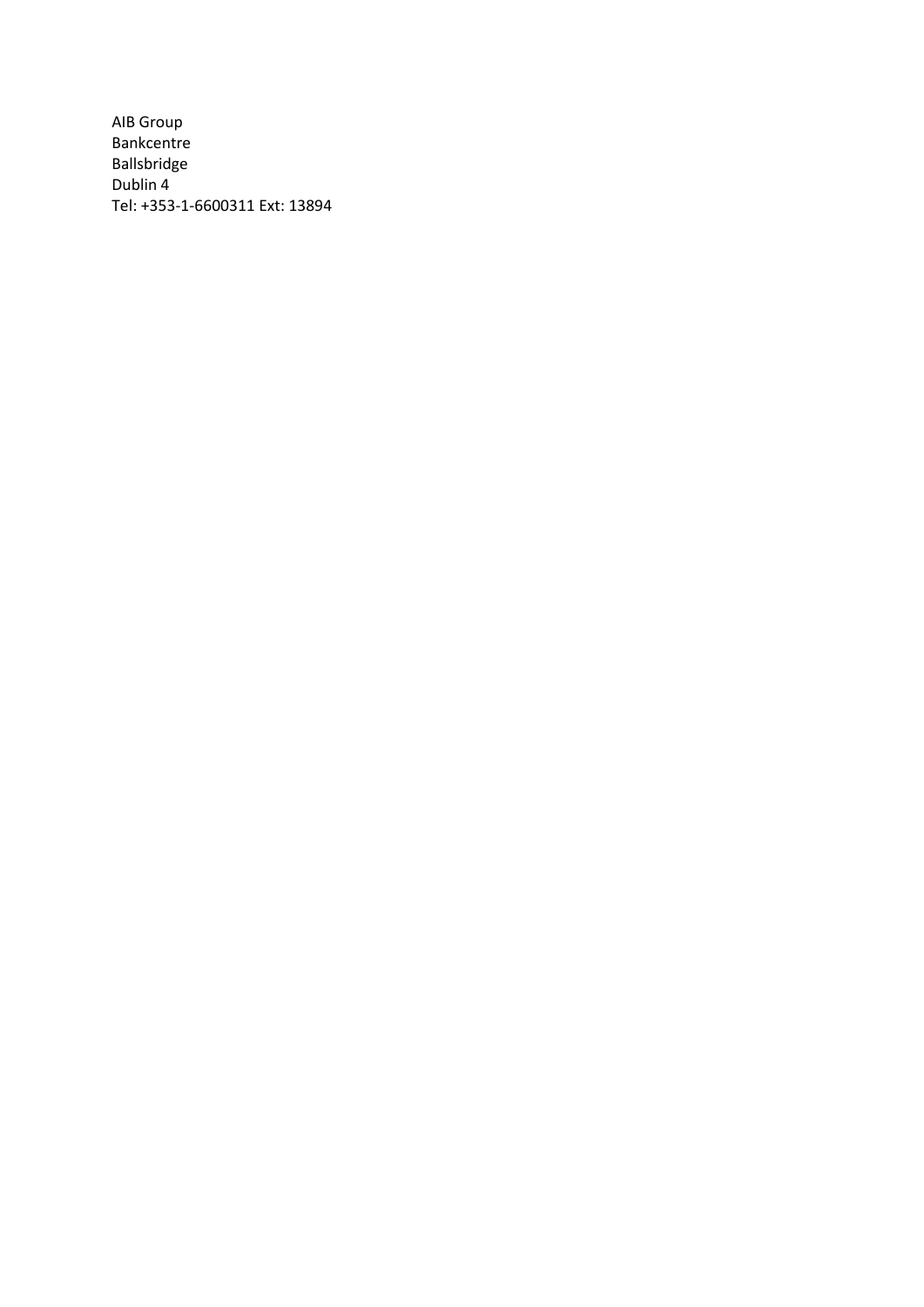AIB Group
Bankcentre
Ballsbridge
Dublin 4
Tel: +353-1-6600311 Ext: 13894